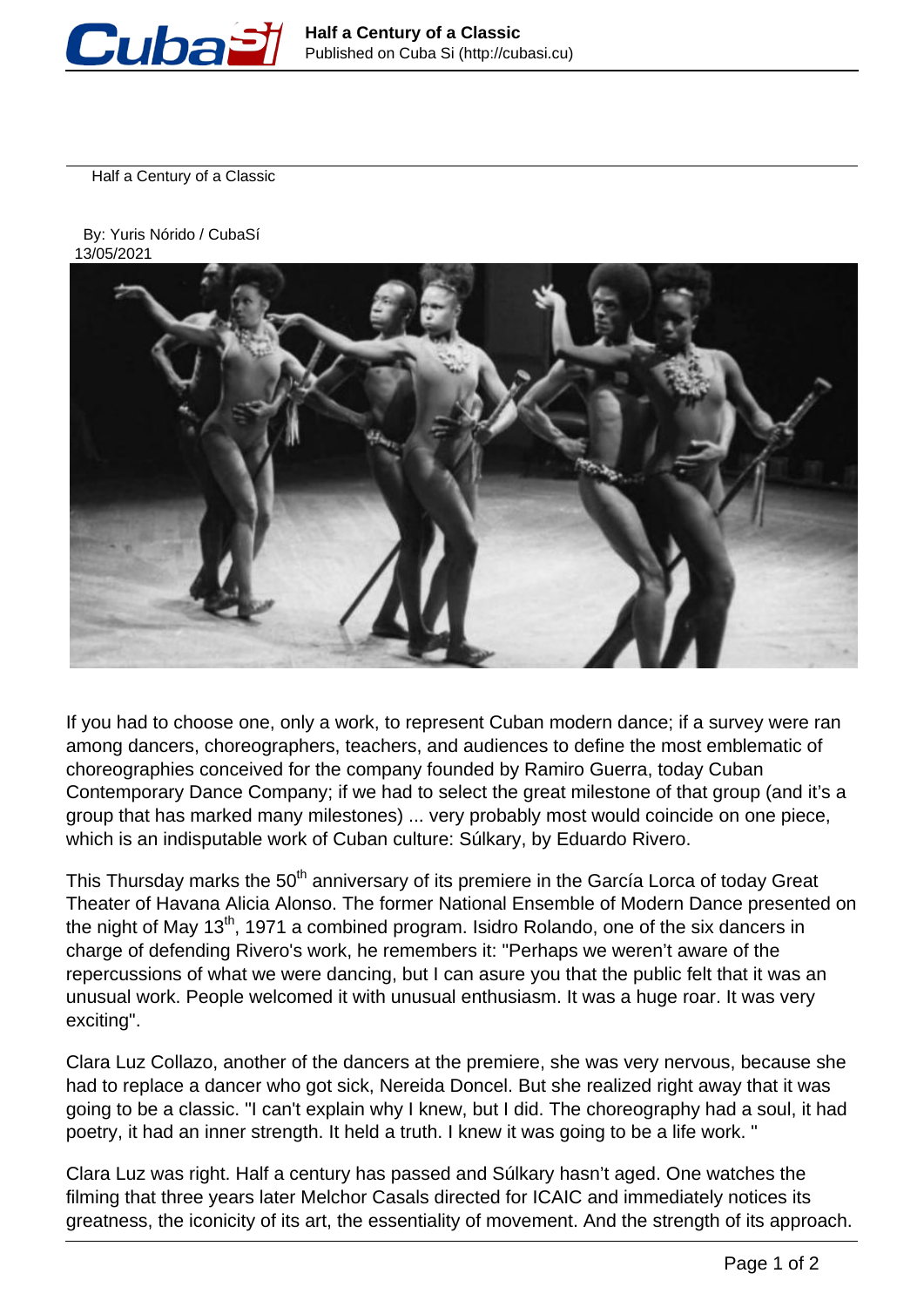# Half a Century of a Classic

By: Yuris Nórido / CubaSí
13/05/2021

If you had to choose one, only a work, to represent Cuban modern dance; if a survey were ran among dancers, choreographers, teachers, and audiences to define the most emblematic of choreographies conceived for the company founded by Ramiro Guerra, today Cuban Contemporary Dance Company; if we had to select the great milestone of that group (and it's a group that has marked many milestones) ... very probably most would coincide on one piece, which is an indisputable work of Cuban culture: Súlkary, by Eduardo Rivero.

This Thursday marks the 50th anniversary of its premiere in the García Lorca of today Great Theater of Havana Alicia Alonso. The former National Ensemble of Modern Dance presented on the night of May 13th, 1971 a combined program. Isidro Rolando, one of the six dancers in charge of defending Rivero's work, he remembers it: "Perhaps we weren't aware of the repercussions of what we were dancing, but I can asure you that the public felt that it was an unusual work. People welcomed it with unusual enthusiasm. It was a huge roar. It was very exciting".

Clara Luz Collazo, another of the dancers at the premiere, she was very nervous, because she had to replace a dancer who got sick, Nereida Doncel. But she realized right away that it was going to be a classic. "I can't explain why I knew, but I did. The choreography had a soul, it had poetry, it had an inner strength. It held a truth. I knew it was going to be a life work. "

Clara Luz was right. Half a century has passed and Súlkary hasn't aged. One watches the filming that three years later Melchor Casals directed for ICAIC and immediately notices its greatness, the iconicity of its art, the essentiality of movement. And the strength of its approach.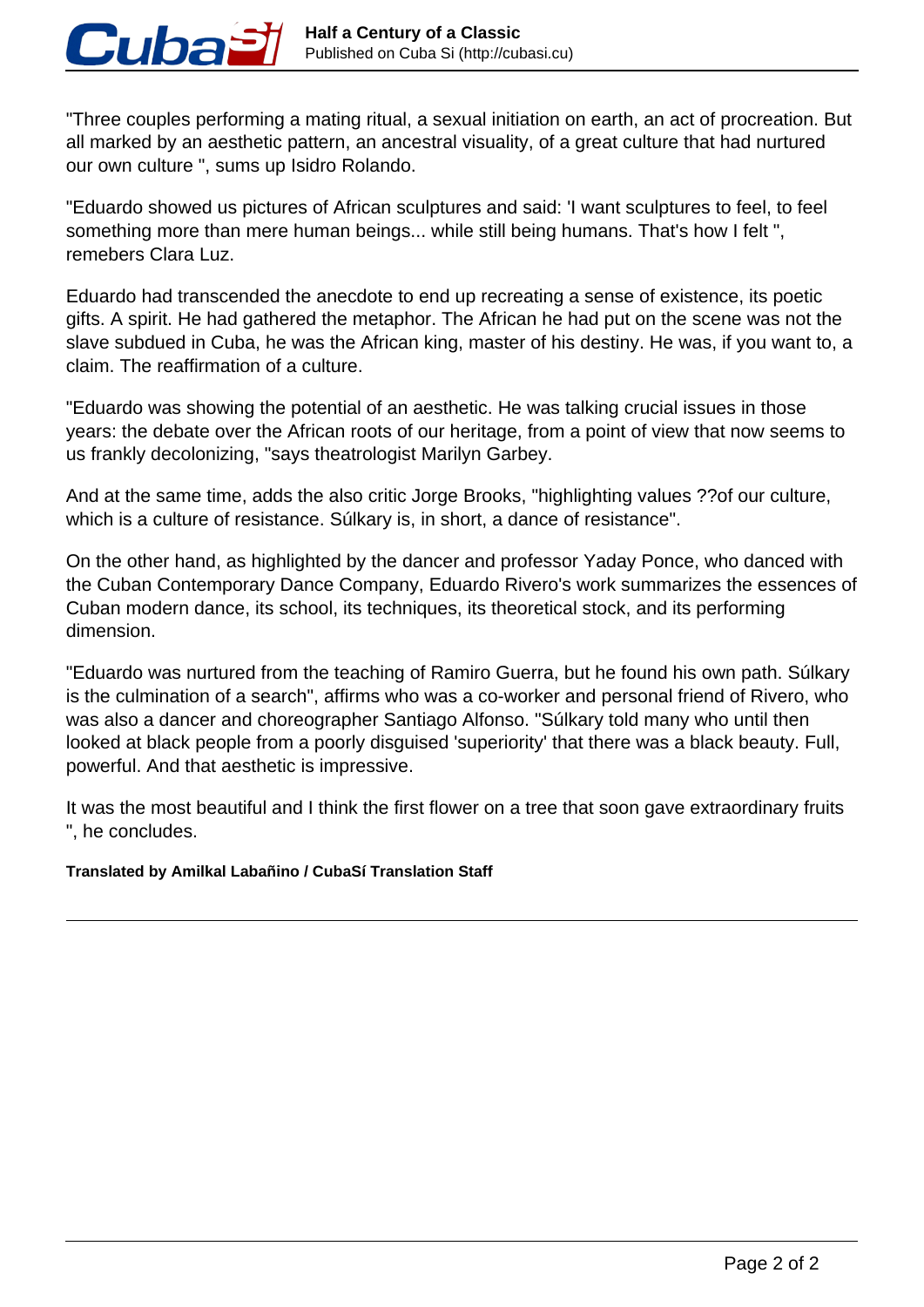"Three couples performing a mating ritual, a sexual initiation on earth, an act of procreation. But all marked by an aesthetic pattern, an ancestral visuality, of a great culture that had nurtured our own culture ", sums up Isidro Rolando.

"Eduardo showed us pictures of African sculptures and said: 'I want sculptures to feel, to feel something more than mere human beings... while still being humans. That's how I felt ", remebers Clara Luz.

Eduardo had transcended the anecdote to end up recreating a sense of existence, its poetic gifts. A spirit. He had gathered the metaphor. The African he had put on the scene was not the slave subdued in Cuba, he was the African king, master of his destiny. He was, if you want to, a claim. The reaffirmation of a culture.

"Eduardo was showing the potential of an aesthetic. He was talking crucial issues in those years: the debate over the African roots of our heritage, from a point of view that now seems to us frankly decolonizing, "says theatrologist Marilyn Garbey.

And at the same time, adds the also critic Jorge Brooks, "highlighting values ??of our culture, which is a culture of resistance. Súlkary is, in short, a dance of resistance".

On the other hand, as highlighted by the dancer and professor Yaday Ponce, who danced with the Cuban Contemporary Dance Company, Eduardo Rivero's work summarizes the essences of Cuban modern dance, its school, its techniques, its theoretical stock, and its performing dimension.

"Eduardo was nurtured from the teaching of Ramiro Guerra, but he found his own path. Súlkary is the culmination of a search", affirms who was a co-worker and personal friend of Rivero, who was also a dancer and choreographer Santiago Alfonso. "Súlkary told many who until then looked at black people from a poorly disguised 'superiority' that there was a black beauty. Full, powerful. And that aesthetic is impressive.

It was the most beautiful and I think the first flower on a tree that soon gave extraordinary fruits ", he concludes.

**Translated by Amilkal Labañino / CubaSí Translation Staff**